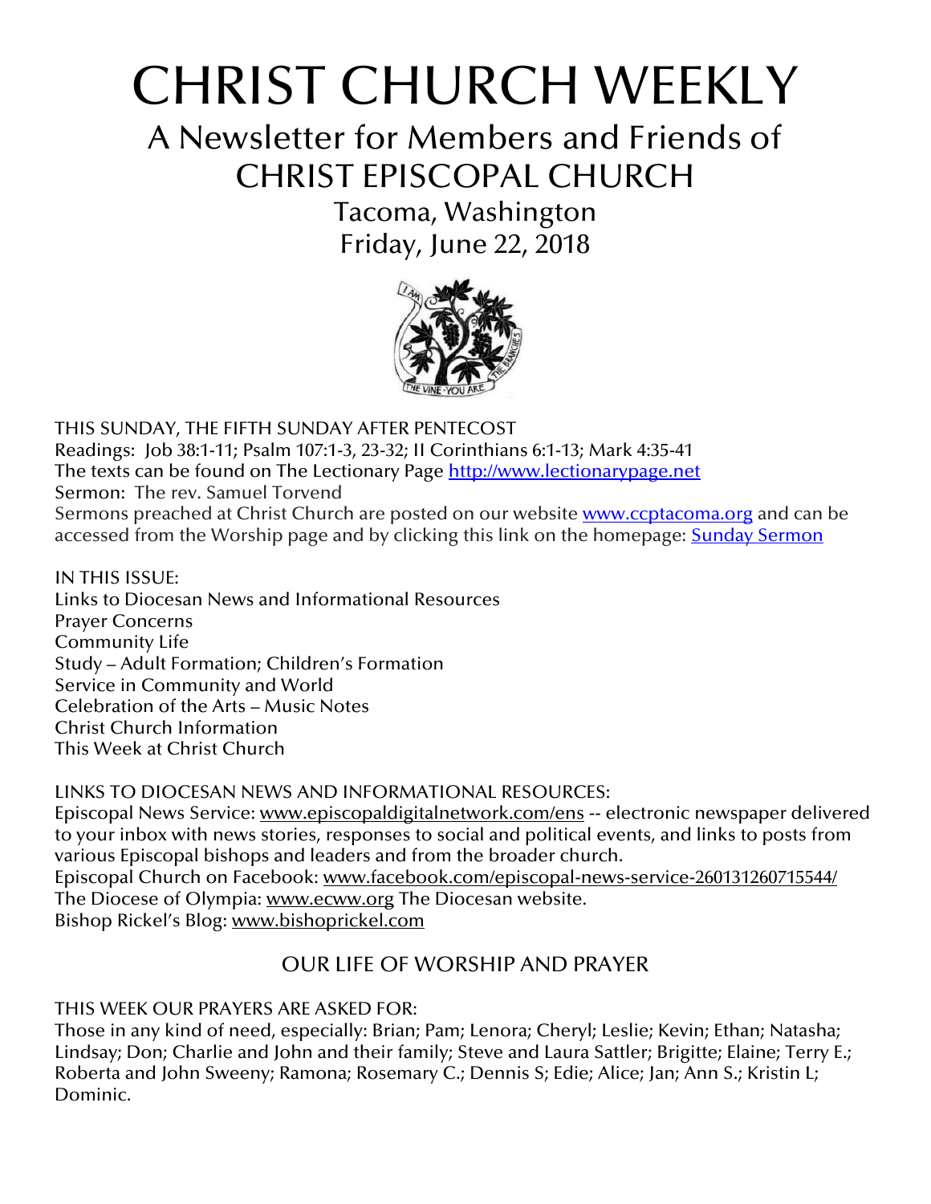# CHRIST CHURCH WEEKLY

## A Newsletter for Members and Friends of CHRIST EPISCOPAL CHURCH

Tacoma, Washington

Friday, June 22, 2018

THIS SUNDAY, THE FIFTH SUNDAY AFTER PENTECOST
Readings: Job 38:1-11; Psalm 107:1-3, 23-32; II Corinthians 6:1-13; Mark 4:35-41
The texts can be found on The Lectionary Page http://www.lectionarypage.net
Sermon: The rev. Samuel Torvend
Sermons preached at Christ Church are posted on our website www.ccptacoma.org and can be accessed from the Worship page and by clicking this link on the homepage: Sunday Sermon

IN THIS ISSUE:
Links to Diocesan News and Informational Resources
Prayer Concerns
Community Life
Study – Adult Formation; Children's Formation
Service in Community and World
Celebration of the Arts – Music Notes
Christ Church Information
This Week at Christ Church

LINKS TO DIOCESAN NEWS AND INFORMATIONAL RESOURCES:
Episcopal News Service: www.episcopaldigitalnetwork.com/ens -- electronic newspaper delivered to your inbox with news stories, responses to social and political events, and links to posts from various Episcopal bishops and leaders and from the broader church.
Episcopal Church on Facebook: www.facebook.com/episcopal-news-service-260131260715544/
The Diocese of Olympia: www.ecww.org The Diocesan website.
Bishop Rickel's Blog: www.bishoprickel.com

## OUR LIFE OF WORSHIP AND PRAYER

THIS WEEK OUR PRAYERS ARE ASKED FOR:
Those in any kind of need, especially: Brian; Pam; Lenora; Cheryl; Leslie; Kevin; Ethan; Natasha; Lindsay; Don; Charlie and John and their family; Steve and Laura Sattler; Brigitte; Elaine; Terry E.; Roberta and John Sweeny; Ramona; Rosemary C.; Dennis S; Edie; Alice; Jan; Ann S.; Kristin L; Dominic.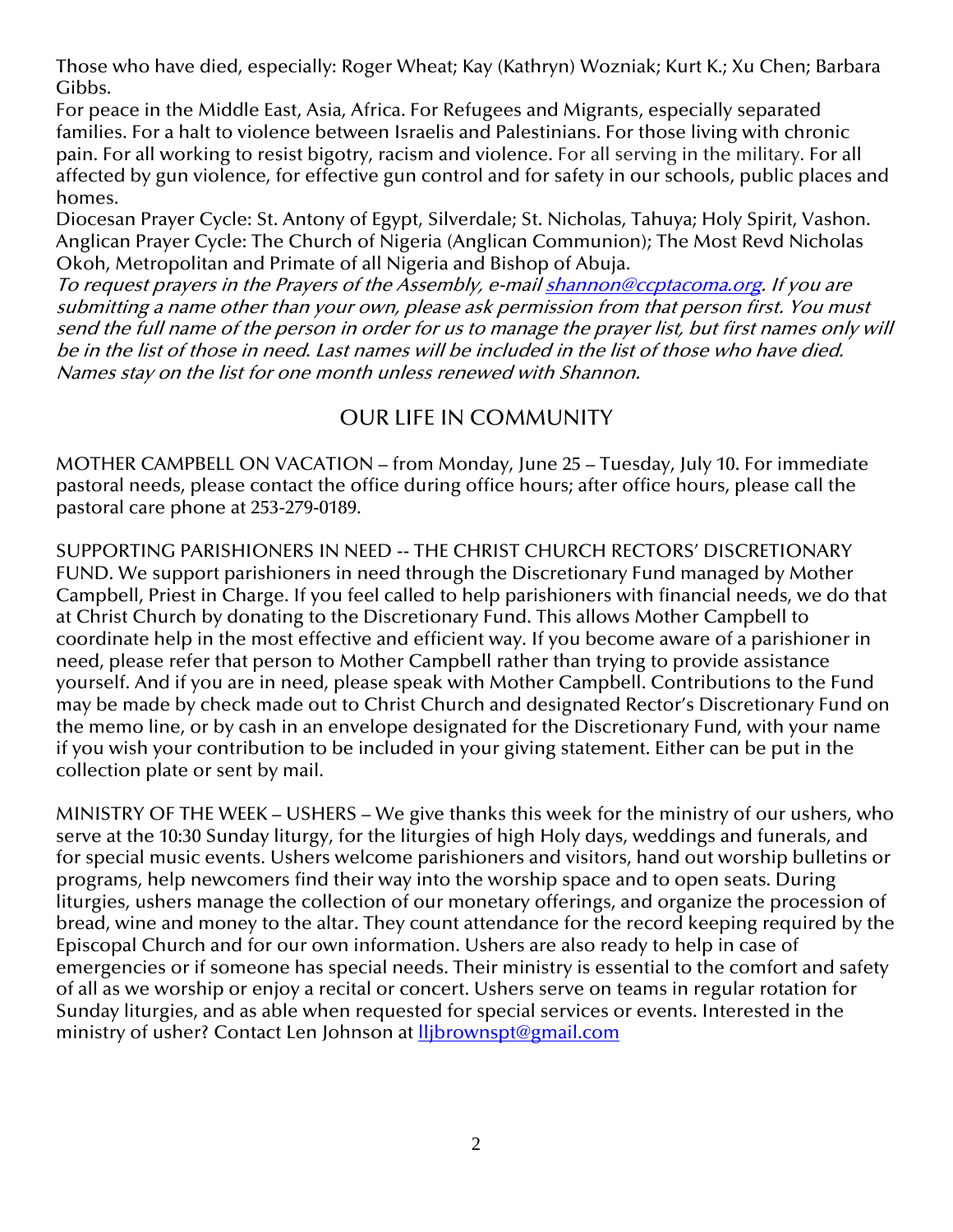Those who have died, especially: Roger Wheat; Kay (Kathryn) Wozniak; Kurt K.; Xu Chen; Barbara Gibbs.

For peace in the Middle East, Asia, Africa. For Refugees and Migrants, especially separated families. For a halt to violence between Israelis and Palestinians. For those living with chronic pain. For all working to resist bigotry, racism and violence. For all serving in the military. For all affected by gun violence, for effective gun control and for safety in our schools, public places and homes.

Diocesan Prayer Cycle: St. Antony of Egypt, Silverdale; St. Nicholas, Tahuya; Holy Spirit, Vashon.

Anglican Prayer Cycle: The Church of Nigeria (Anglican Communion); The Most Revd Nicholas Okoh, Metropolitan and Primate of all Nigeria and Bishop of Abuja.

*To request prayers in the Prayers of the Assembly, e-mail [shannon@ccptacoma.org](mailto:shannon@ccptacoma.org). If you are submitting a name other than your own, please ask permission from that person first. You must send the full name of the person in order for us to manage the prayer list, but first names only will be in the list of those in need. Last names will be included in the list of those who have died. Names stay on the list for one month unless renewed with Shannon.*

## OUR LIFE IN COMMUNITY

MOTHER CAMPBELL ON VACATION – from Monday, June 25 – Tuesday, July 10. For immediate pastoral needs, please contact the office during office hours; after office hours, please call the pastoral care phone at 253-279-0189.

SUPPORTING PARISHIONERS IN NEED -- THE CHRIST CHURCH RECTORS' DISCRETIONARY FUND. We support parishioners in need through the Discretionary Fund managed by Mother Campbell, Priest in Charge. If you feel called to help parishioners with financial needs, we do that at Christ Church by donating to the Discretionary Fund. This allows Mother Campbell to coordinate help in the most effective and efficient way. If you become aware of a parishioner in need, please refer that person to Mother Campbell rather than trying to provide assistance yourself. And if you are in need, please speak with Mother Campbell. Contributions to the Fund may be made by check made out to Christ Church and designated Rector's Discretionary Fund on the memo line, or by cash in an envelope designated for the Discretionary Fund, with your name if you wish your contribution to be included in your giving statement. Either can be put in the collection plate or sent by mail.

MINISTRY OF THE WEEK – USHERS – We give thanks this week for the ministry of our ushers, who serve at the 10:30 Sunday liturgy, for the liturgies of high Holy days, weddings and funerals, and for special music events. Ushers welcome parishioners and visitors, hand out worship bulletins or programs, help newcomers find their way into the worship space and to open seats. During liturgies, ushers manage the collection of our monetary offerings, and organize the procession of bread, wine and money to the altar. They count attendance for the record keeping required by the Episcopal Church and for our own information. Ushers are also ready to help in case of emergencies or if someone has special needs. Their ministry is essential to the comfort and safety of all as we worship or enjoy a recital or concert. Ushers serve on teams in regular rotation for Sunday liturgies, and as able when requested for special services or events. Interested in the ministry of usher? Contact Len Johnson at [lljbrownspt@gmail.com](mailto:lljbrownspt@gmail.com)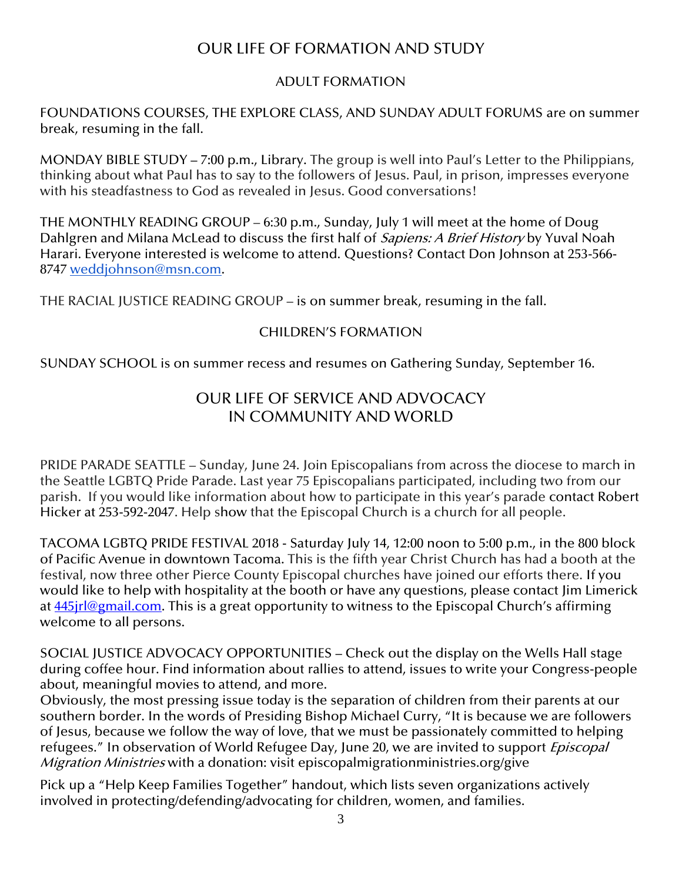# OUR LIFE OF FORMATION AND STUDY

## ADULT FORMATION

FOUNDATIONS COURSES, THE EXPLORE CLASS, AND SUNDAY ADULT FORUMS are on summer break, resuming in the fall.

MONDAY BIBLE STUDY – 7:00 p.m., Library. The group is well into Paul's Letter to the Philippians, thinking about what Paul has to say to the followers of Jesus. Paul, in prison, impresses everyone with his steadfastness to God as revealed in Jesus. Good conversations!

THE MONTHLY READING GROUP – 6:30 p.m., Sunday, July 1 will meet at the home of Doug Dahlgren and Milana McLead to discuss the first half of *Sapiens: A Brief History* by Yuval Noah Harari. Everyone interested is welcome to attend. Questions? Contact Don Johnson at 253-566-8747 weddjohnson@msn.com.

THE RACIAL JUSTICE READING GROUP – is on summer break, resuming in the fall.

## CHILDREN'S FORMATION

SUNDAY SCHOOL is on summer recess and resumes on Gathering Sunday, September 16.

# OUR LIFE OF SERVICE AND ADVOCACY IN COMMUNITY AND WORLD

PRIDE PARADE SEATTLE – Sunday, June 24. Join Episcopalians from across the diocese to march in the Seattle LGBTQ Pride Parade. Last year 75 Episcopalians participated, including two from our parish. If you would like information about how to participate in this year's parade contact Robert Hicker at 253-592-2047. Help show that the Episcopal Church is a church for all people.

TACOMA LGBTQ PRIDE FESTIVAL 2018 - Saturday July 14, 12:00 noon to 5:00 p.m., in the 800 block of Pacific Avenue in downtown Tacoma. This is the fifth year Christ Church has had a booth at the festival, now three other Pierce County Episcopal churches have joined our efforts there. If you would like to help with hospitality at the booth or have any questions, please contact Jim Limerick at 445jrl@gmail.com. This is a great opportunity to witness to the Episcopal Church's affirming welcome to all persons.

SOCIAL JUSTICE ADVOCACY OPPORTUNITIES – Check out the display on the Wells Hall stage during coffee hour. Find information about rallies to attend, issues to write your Congress-people about, meaningful movies to attend, and more.
Obviously, the most pressing issue today is the separation of children from their parents at our southern border. In the words of Presiding Bishop Michael Curry, "It is because we are followers of Jesus, because we follow the way of love, that we must be passionately committed to helping refugees." In observation of World Refugee Day, June 20, we are invited to support *Episcopal Migration Ministries* with a donation: visit episcopalmigrationministries.org/give

Pick up a "Help Keep Families Together" handout, which lists seven organizations actively involved in protecting/defending/advocating for children, women, and families.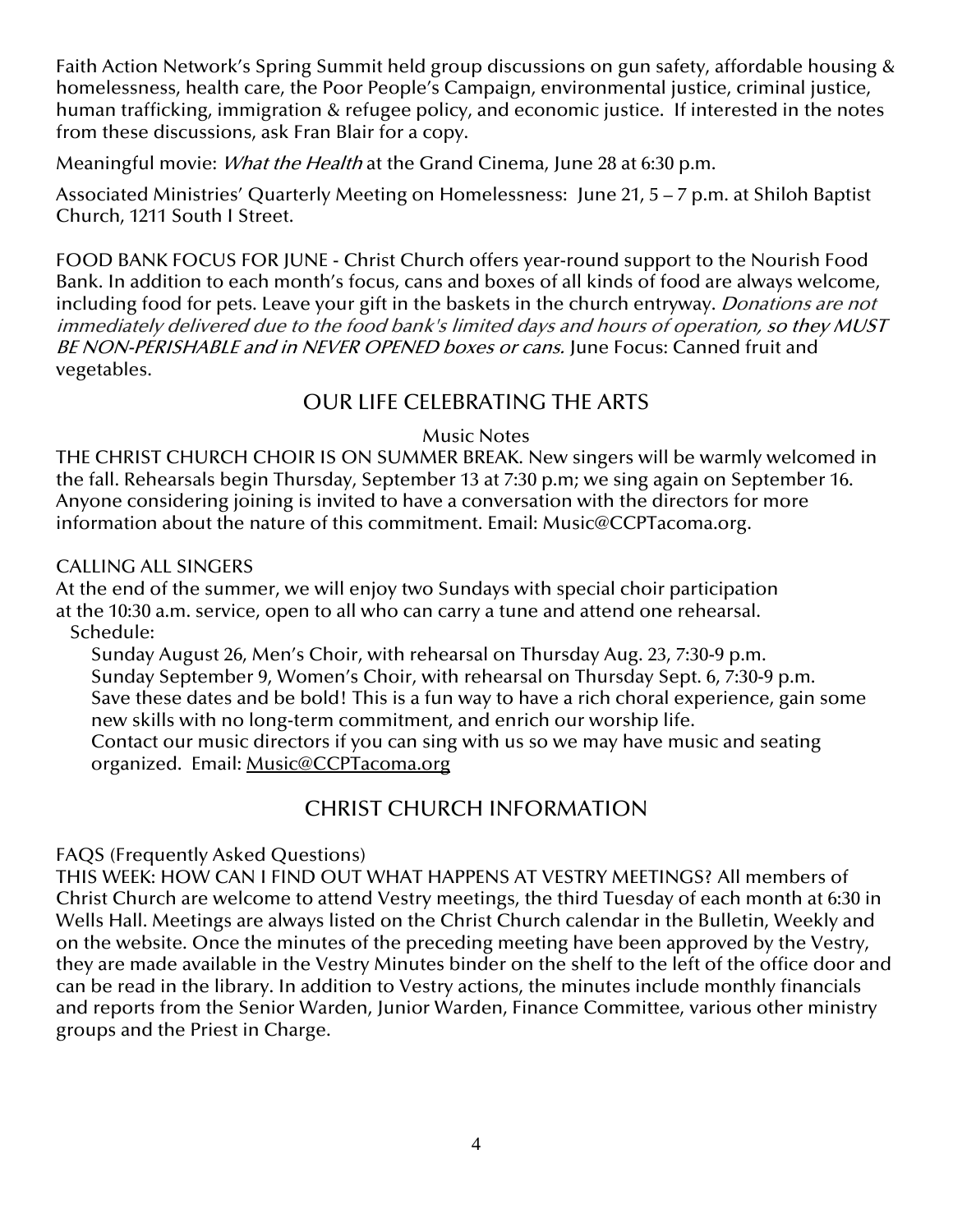Faith Action Network's Spring Summit held group discussions on gun safety, affordable housing & homelessness, health care, the Poor People's Campaign, environmental justice, criminal justice, human trafficking, immigration & refugee policy, and economic justice. If interested in the notes from these discussions, ask Fran Blair for a copy.

Meaningful movie: *What the Health* at the Grand Cinema, June 28 at 6:30 p.m.

Associated Ministries' Quarterly Meeting on Homelessness: June 21, 5 – 7 p.m. at Shiloh Baptist Church, 1211 South I Street.

FOOD BANK FOCUS FOR JUNE - Christ Church offers year-round support to the Nourish Food Bank. In addition to each month's focus, cans and boxes of all kinds of food are always welcome, including food for pets. Leave your gift in the baskets in the church entryway. *Donations are not immediately delivered due to the food bank's limited days and hours of operation, so they MUST BE NON-PERISHABLE and in NEVER OPENED boxes or cans.* June Focus: Canned fruit and vegetables.

## OUR LIFE CELEBRATING THE ARTS

### Music Notes

THE CHRIST CHURCH CHOIR IS ON SUMMER BREAK. New singers will be warmly welcomed in the fall. Rehearsals begin Thursday, September 13 at 7:30 p.m; we sing again on September 16. Anyone considering joining is invited to have a conversation with the directors for more information about the nature of this commitment. Email: Music@CCPTacoma.org.

CALLING ALL SINGERS

At the end of the summer, we will enjoy two Sundays with special choir participation at the 10:30 a.m. service, open to all who can carry a tune and attend one rehearsal.

Schedule:

Sunday August 26, Men's Choir, with rehearsal on Thursday Aug. 23, 7:30-9 p.m.
Sunday September 9, Women's Choir, with rehearsal on Thursday Sept. 6, 7:30-9 p.m.
Save these dates and be bold! This is a fun way to have a rich choral experience, gain some new skills with no long-term commitment, and enrich our worship life.
Contact our music directors if you can sing with us so we may have music and seating organized. Email: Music@CCPTacoma.org

## CHRIST CHURCH INFORMATION

FAQS (Frequently Asked Questions)

THIS WEEK: HOW CAN I FIND OUT WHAT HAPPENS AT VESTRY MEETINGS? All members of Christ Church are welcome to attend Vestry meetings, the third Tuesday of each month at 6:30 in Wells Hall. Meetings are always listed on the Christ Church calendar in the Bulletin, Weekly and on the website. Once the minutes of the preceding meeting have been approved by the Vestry, they are made available in the Vestry Minutes binder on the shelf to the left of the office door and can be read in the library. In addition to Vestry actions, the minutes include monthly financials and reports from the Senior Warden, Junior Warden, Finance Committee, various other ministry groups and the Priest in Charge.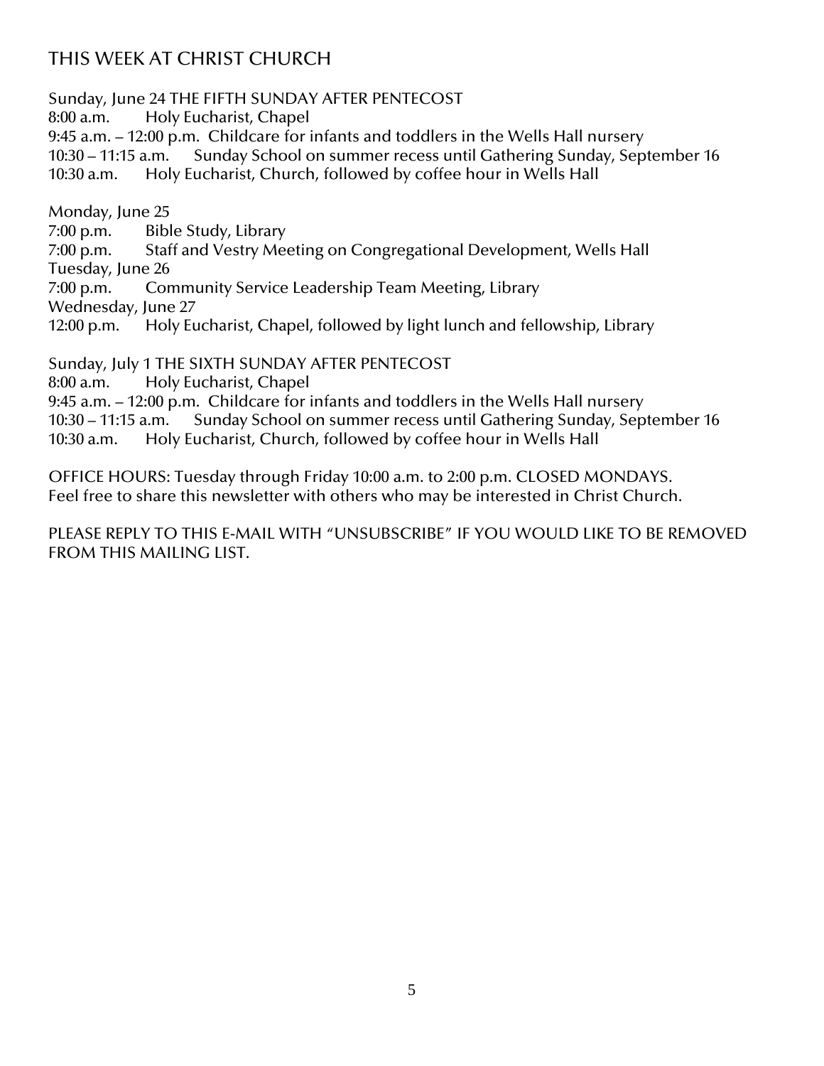## THIS WEEK AT CHRIST CHURCH

Sunday, June 24 THE FIFTH SUNDAY AFTER PENTECOST
8:00 a.m. Holy Eucharist, Chapel
9:45 a.m. – 12:00 p.m. Childcare for infants and toddlers in the Wells Hall nursery
10:30 – 11:15 a.m. Sunday School on summer recess until Gathering Sunday, September 16
10:30 a.m. Holy Eucharist, Church, followed by coffee hour in Wells Hall

Monday, June 25
7:00 p.m. Bible Study, Library
7:00 p.m. Staff and Vestry Meeting on Congregational Development, Wells Hall
Tuesday, June 26
7:00 p.m. Community Service Leadership Team Meeting, Library
Wednesday, June 27
12:00 p.m. Holy Eucharist, Chapel, followed by light lunch and fellowship, Library

Sunday, July 1 THE SIXTH SUNDAY AFTER PENTECOST
8:00 a.m. Holy Eucharist, Chapel
9:45 a.m. – 12:00 p.m. Childcare for infants and toddlers in the Wells Hall nursery
10:30 – 11:15 a.m. Sunday School on summer recess until Gathering Sunday, September 16
10:30 a.m. Holy Eucharist, Church, followed by coffee hour in Wells Hall

OFFICE HOURS: Tuesday through Friday 10:00 a.m. to 2:00 p.m. CLOSED MONDAYS.
Feel free to share this newsletter with others who may be interested in Christ Church.

PLEASE REPLY TO THIS E-MAIL WITH "UNSUBSCRIBE" IF YOU WOULD LIKE TO BE REMOVED FROM THIS MAILING LIST.